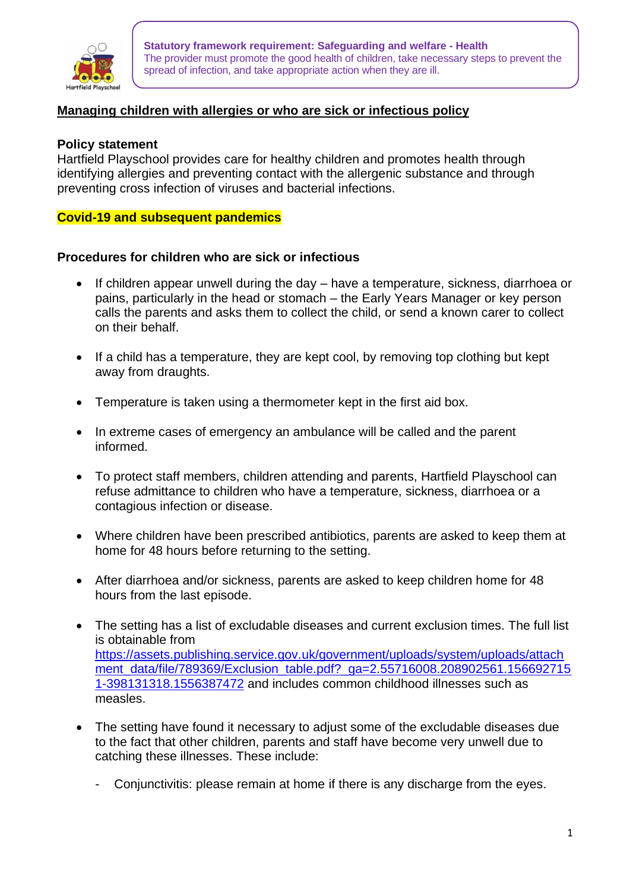**Statutory framework requirement: Safeguarding and welfare - Health**
The provider must promote the good health of children, take necessary steps to prevent the spread of infection, and take appropriate action when they are ill.

# Managing children with allergies or who are sick or infectious policy

## Policy statement

Hartfield Playschool provides care for healthy children and promotes health through identifying allergies and preventing contact with the allergenic substance and through preventing cross infection of viruses and bacterial infections.

**Covid-19 and subsequent pandemics**

## Procedures for children who are sick or infectious

- If children appear unwell during the day – have a temperature, sickness, diarrhoea or pains, particularly in the head or stomach – the Early Years Manager or key person calls the parents and asks them to collect the child, or send a known carer to collect on their behalf.

- If a child has a temperature, they are kept cool, by removing top clothing but kept away from draughts.

- Temperature is taken using a thermometer kept in the first aid box.

- In extreme cases of emergency an ambulance will be called and the parent informed.

- To protect staff members, children attending and parents, Hartfield Playschool can refuse admittance to children who have a temperature, sickness, diarrhoea or a contagious infection or disease.

- Where children have been prescribed antibiotics, parents are asked to keep them at home for 48 hours before returning to the setting.

- After diarrhoea and/or sickness, parents are asked to keep children home for 48 hours from the last episode.

- The setting has a list of excludable diseases and current exclusion times. The full list is obtainable from https://assets.publishing.service.gov.uk/government/uploads/system/uploads/attachment_data/file/789369/Exclusion_table.pdf?_ga=2.55716008.208902561.1566927151-398131318.1556387472 and includes common childhood illnesses such as measles.

- The setting have found it necessary to adjust some of the excludable diseases due to the fact that other children, parents and staff have become very unwell due to catching these illnesses. These include:

  - Conjunctivitis: please remain at home if there is any discharge from the eyes.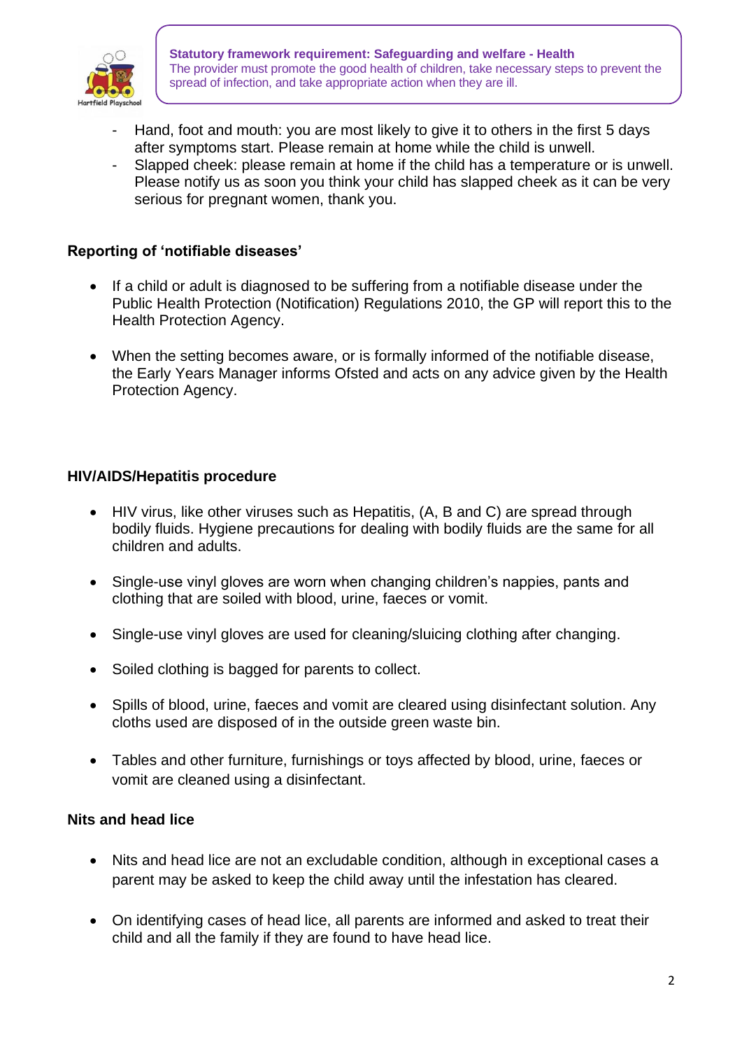**Statutory framework requirement: Safeguarding and welfare - Health**
The provider must promote the good health of children, take necessary steps to prevent the spread of infection, and take appropriate action when they are ill.

- Hand, foot and mouth: you are most likely to give it to others in the first 5 days after symptoms start. Please remain at home while the child is unwell.
- Slapped cheek: please remain at home if the child has a temperature or is unwell. Please notify us as soon you think your child has slapped cheek as it can be very serious for pregnant women, thank you.

### Reporting of 'notifiable diseases'

- If a child or adult is diagnosed to be suffering from a notifiable disease under the Public Health Protection (Notification) Regulations 2010, the GP will report this to the Health Protection Agency.
- When the setting becomes aware, or is formally informed of the notifiable disease, the Early Years Manager informs Ofsted and acts on any advice given by the Health Protection Agency.

### HIV/AIDS/Hepatitis procedure

- HIV virus, like other viruses such as Hepatitis, (A, B and C) are spread through bodily fluids. Hygiene precautions for dealing with bodily fluids are the same for all children and adults.
- Single-use vinyl gloves are worn when changing children's nappies, pants and clothing that are soiled with blood, urine, faeces or vomit.
- Single-use vinyl gloves are used for cleaning/sluicing clothing after changing.
- Soiled clothing is bagged for parents to collect.
- Spills of blood, urine, faeces and vomit are cleared using disinfectant solution. Any cloths used are disposed of in the outside green waste bin.
- Tables and other furniture, furnishings or toys affected by blood, urine, faeces or vomit are cleaned using a disinfectant.

### Nits and head lice

- Nits and head lice are not an excludable condition, although in exceptional cases a parent may be asked to keep the child away until the infestation has cleared.
- On identifying cases of head lice, all parents are informed and asked to treat their child and all the family if they are found to have head lice.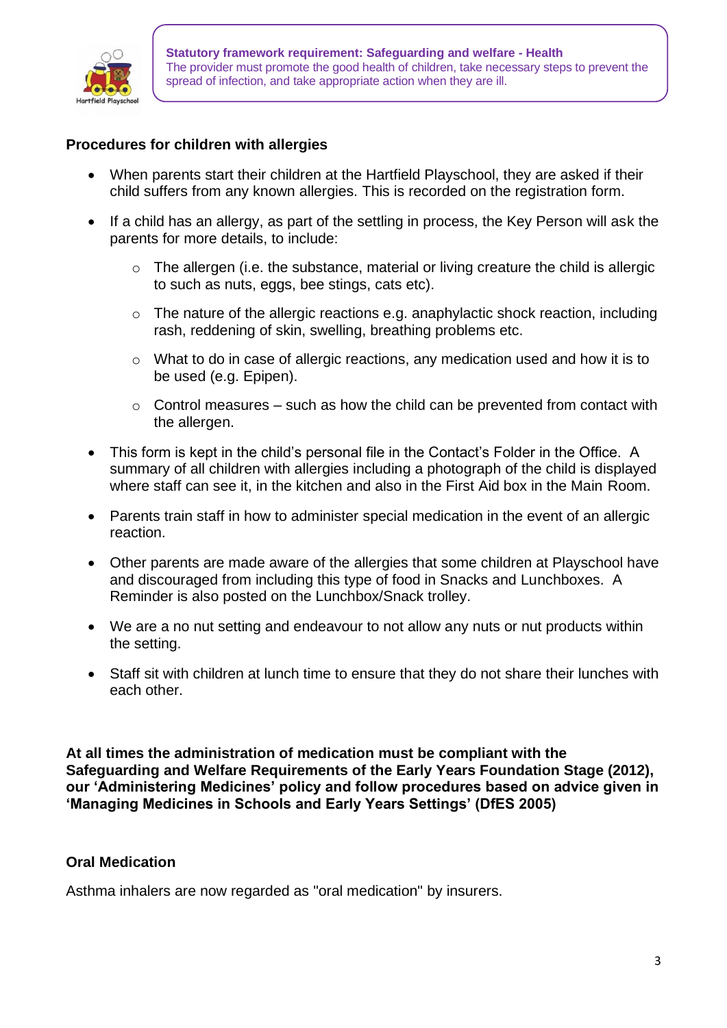**Statutory framework requirement: Safeguarding and welfare - Health**
The provider must promote the good health of children, take necessary steps to prevent the spread of infection, and take appropriate action when they are ill.

**Procedures for children with allergies**

- When parents start their children at the Hartfield Playschool, they are asked if their child suffers from any known allergies. This is recorded on the registration form.
- If a child has an allergy, as part of the settling in process, the Key Person will ask the parents for more details, to include:
  - The allergen (i.e. the substance, material or living creature the child is allergic to such as nuts, eggs, bee stings, cats etc).
  - The nature of the allergic reactions e.g. anaphylactic shock reaction, including rash, reddening of skin, swelling, breathing problems etc.
  - What to do in case of allergic reactions, any medication used and how it is to be used (e.g. Epipen).
  - Control measures – such as how the child can be prevented from contact with the allergen.
- This form is kept in the child's personal file in the Contact's Folder in the Office. A summary of all children with allergies including a photograph of the child is displayed where staff can see it, in the kitchen and also in the First Aid box in the Main Room.
- Parents train staff in how to administer special medication in the event of an allergic reaction.
- Other parents are made aware of the allergies that some children at Playschool have and discouraged from including this type of food in Snacks and Lunchboxes. A Reminder is also posted on the Lunchbox/Snack trolley.
- We are a no nut setting and endeavour to not allow any nuts or nut products within the setting.
- Staff sit with children at lunch time to ensure that they do not share their lunches with each other.

**At all times the administration of medication must be compliant with the Safeguarding and Welfare Requirements of the Early Years Foundation Stage (2012), our 'Administering Medicines' policy and follow procedures based on advice given in 'Managing Medicines in Schools and Early Years Settings' (DfES 2005)**

**Oral Medication**

Asthma inhalers are now regarded as "oral medication" by insurers.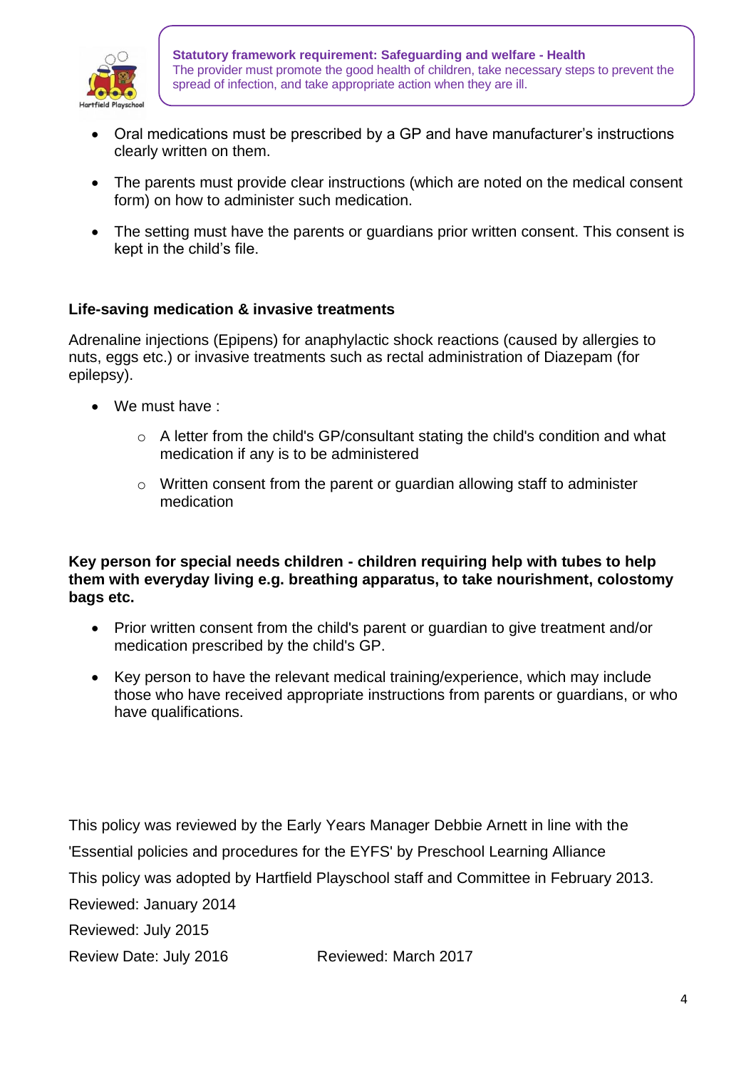**Statutory framework requirement: Safeguarding and welfare - Health**
The provider must promote the good health of children, take necessary steps to prevent the spread of infection, and take appropriate action when they are ill.

- Oral medications must be prescribed by a GP and have manufacturer's instructions clearly written on them.
- The parents must provide clear instructions (which are noted on the medical consent form) on how to administer such medication.
- The setting must have the parents or guardians prior written consent. This consent is kept in the child's file.

**Life-saving medication & invasive treatments**

Adrenaline injections (Epipens) for anaphylactic shock reactions (caused by allergies to nuts, eggs etc.) or invasive treatments such as rectal administration of Diazepam (for epilepsy).

- We must have :
    - A letter from the child's GP/consultant stating the child's condition and what medication if any is to be administered
    - Written consent from the parent or guardian allowing staff to administer medication

**Key person for special needs children - children requiring help with tubes to help them with everyday living e.g. breathing apparatus, to take nourishment, colostomy bags etc.**

- Prior written consent from the child's parent or guardian to give treatment and/or medication prescribed by the child's GP.
- Key person to have the relevant medical training/experience, which may include those who have received appropriate instructions from parents or guardians, or who have qualifications.

This policy was reviewed by the Early Years Manager Debbie Arnett in line with the 'Essential policies and procedures for the EYFS' by Preschool Learning Alliance

This policy was adopted by Hartfield Playschool staff and Committee in February 2013.

Reviewed: January 2014

Reviewed: July 2015

Review Date: July 2016 Reviewed: March 2017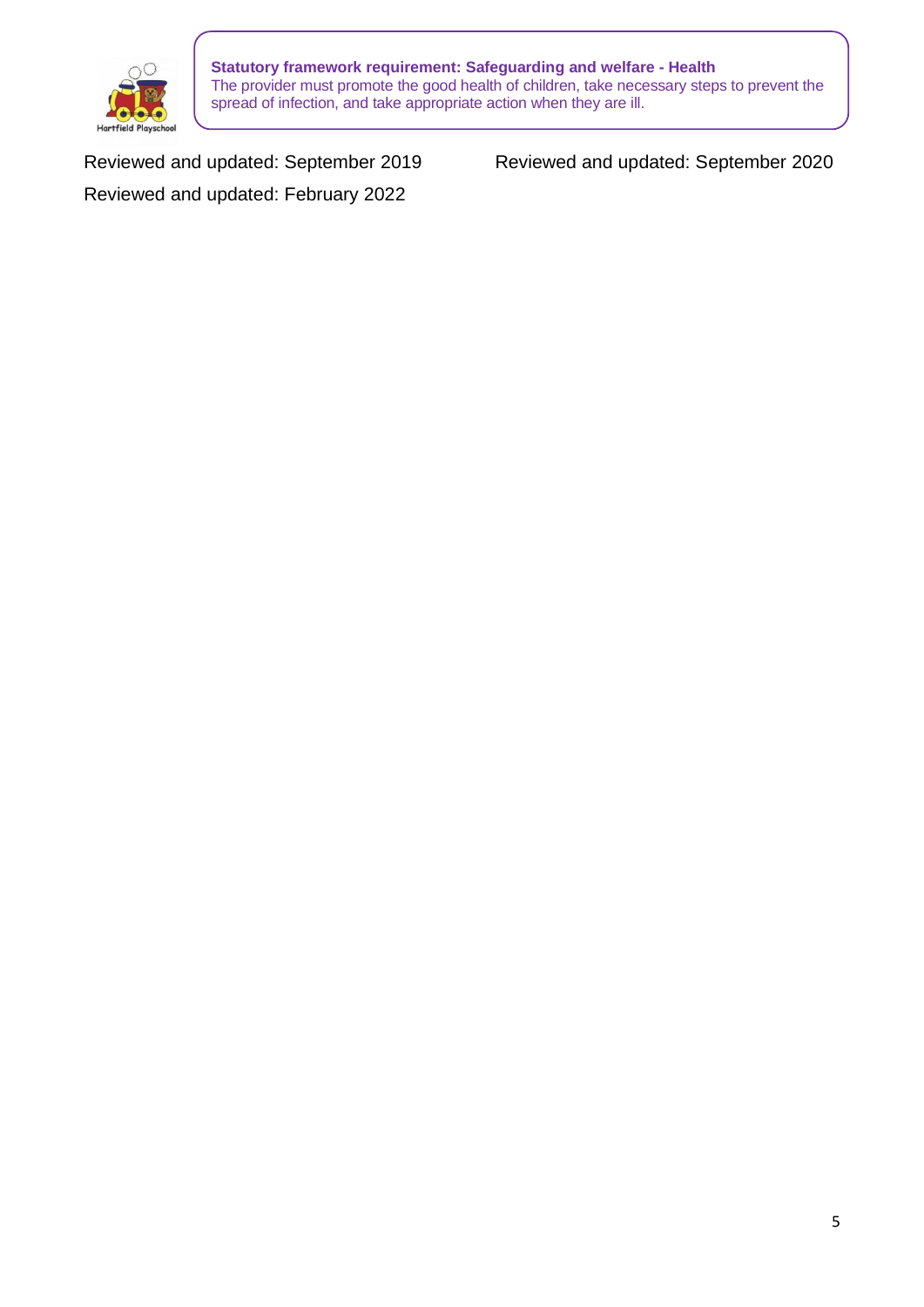**Statutory framework requirement: Safeguarding and welfare - Health**
The provider must promote the good health of children, take necessary steps to prevent the spread of infection, and take appropriate action when they are ill.

Reviewed and updated: September 2019

Reviewed and updated: September 2020

Reviewed and updated: February 2022